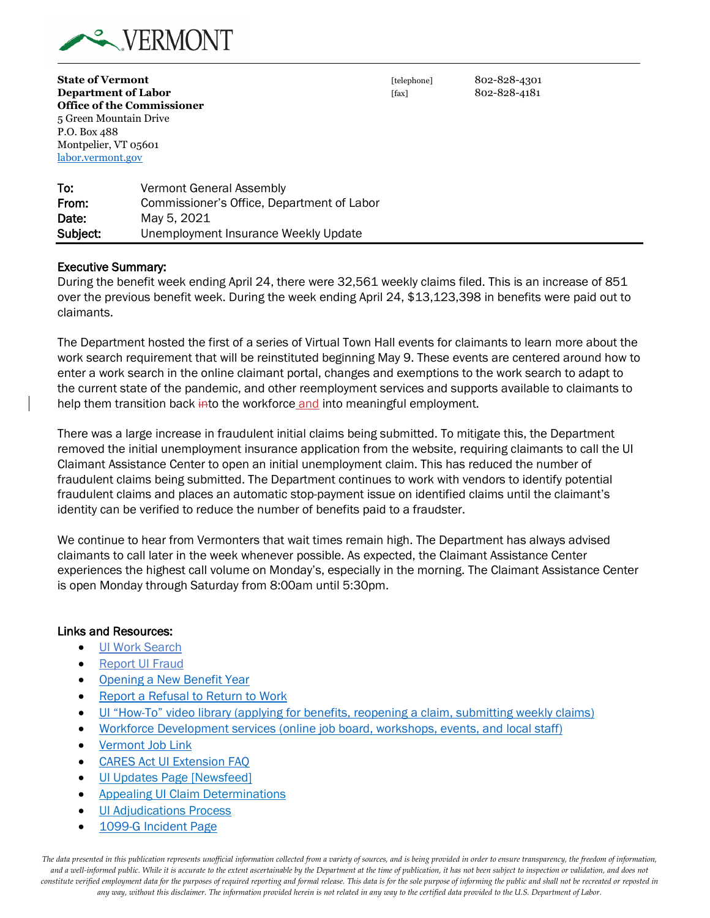VERMONT

**State of Vermont**
**Department of Labor**
**Office of the Commissioner**
5 Green Mountain Drive
P.O. Box 488
Montpelier, VT 05601
labor.vermont.gov

[telephone] 802-828-4301
[fax] 802-828-4181

| | |
|---|---|
| **To:** | Vermont General Assembly |
| **From:** | Commissioner's Office, Department of Labor |
| **Date:** | May 5, 2021 |
| **Subject:** | Unemployment Insurance Weekly Update |

## Executive Summary:

During the benefit week ending April 24, there were 32,561 weekly claims filed. This is an increase of 851 over the previous benefit week. During the week ending April 24, $13,123,398 in benefits were paid out to claimants.

The Department hosted the first of a series of Virtual Town Hall events for claimants to learn more about the work search requirement that will be reinstituted beginning May 9. These events are centered around how to enter a work search in the online claimant portal, changes and exemptions to the work search to adapt to the current state of the pandemic, and other reemployment services and supports available to claimants to help them transition back ~~in~~to the workforce and into meaningful employment.

There was a large increase in fraudulent initial claims being submitted. To mitigate this, the Department removed the initial unemployment insurance application from the website, requiring claimants to call the UI Claimant Assistance Center to open an initial unemployment claim. This has reduced the number of fraudulent claims being submitted. The Department continues to work with vendors to identify potential fraudulent claims and places an automatic stop-payment issue on identified claims until the claimant's identity can be verified to reduce the number of benefits paid to a fraudster.

We continue to hear from Vermonters that wait times remain high. The Department has always advised claimants to call later in the week whenever possible. As expected, the Claimant Assistance Center experiences the highest call volume on Monday's, especially in the morning. The Claimant Assistance Center is open Monday through Saturday from 8:00am until 5:30pm.

## Links and Resources:

- UI Work Search
- Report UI Fraud
- Opening a New Benefit Year
- Report a Refusal to Return to Work
- UI "How-To" video library (applying for benefits, reopening a claim, submitting weekly claims)
- Workforce Development services (online job board, workshops, events, and local staff)
- Vermont Job Link
- CARES Act UI Extension FAQ
- UI Updates Page [Newsfeed]
- Appealing UI Claim Determinations
- UI Adjudications Process
- 1099-G Incident Page

*The data presented in this publication represents unofficial information collected from a variety of sources, and is being provided in order to ensure transparency, the freedom of information, and a well-informed public. While it is accurate to the extent ascertainable by the Department at the time of publication, it has not been subject to inspection or validation, and does not constitute verified employment data for the purposes of required reporting and formal release. This data is for the sole purpose of informing the public and shall not be recreated or reposted in any way, without this disclaimer. The information provided herein is not related in any way to the certified data provided to the U.S. Department of Labor.*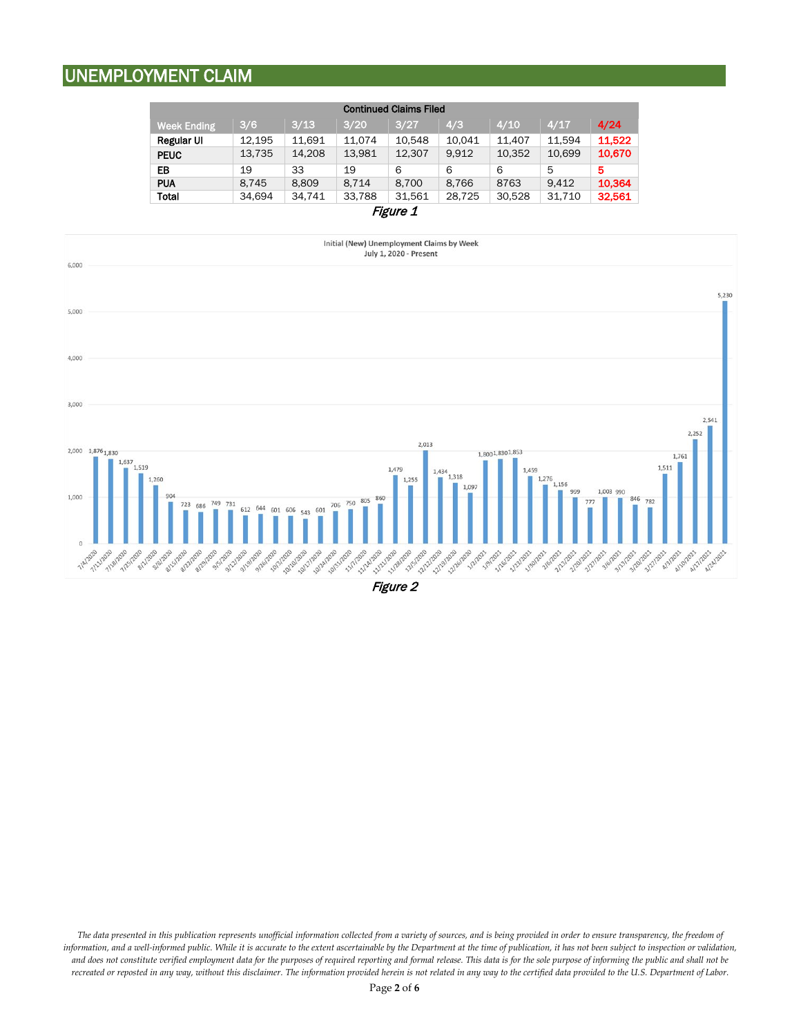## UNEMPLOYMENT CLAIM

| Continued Claims Filed | | | | | | | | |
|---|---|---|---|---|---|---|---|---|
| Week Ending | 3/6 | 3/13 | 3/20 | 3/27 | 4/3 | 4/10 | 4/17 | 4/24 |
| Regular UI | 12,195 | 11,691 | 11,074 | 10,548 | 10,041 | 11,407 | 11,594 | 11,522 |
| PEUC | 13,735 | 14,208 | 13,981 | 12,307 | 9,912 | 10,352 | 10,699 | 10,670 |
| EB | 19 | 33 | 19 | 6 | 6 | 6 | 5 | 5 |
| PUA | 8,745 | 8,809 | 8,714 | 8,700 | 8,766 | 8763 | 9,412 | 10,364 |
| Total | 34,694 | 34,741 | 33,788 | 31,561 | 28,725 | 30,528 | 31,710 | 32,561 |

*Figure 1*

**Initial (New) Unemployment Claims by Week**
**July 1, 2020 - Present**

| Week | Initial Claims |
|---|---|
| 7/4/2020 | 1,876 |
| 7/11/2020 | 1,830 |
| 7/18/2020 | 1,637 |
| 7/25/2020 | 1,519 |
| 8/1/2020 | 1,260 |
| 8/8/2020 | 904 |
| 8/15/2020 | 723 |
| 8/22/2020 | 686 |
| 8/29/2020 | 749 |
| 9/5/2020 | 731 |
| 9/12/2020 | 612 |
| 9/19/2020 | 644 |
| 9/26/2020 | 601 |
| 10/3/2020 | 606 |
| 10/10/2020 | 543 |
| 10/17/2020 | 601 |
| 10/24/2020 | 706 |
| 10/31/2020 | 750 |
| 11/7/2020 | 805 |
| 11/14/2020 | 860 |
| 11/21/2020 | 1,479 |
| 11/28/2020 | 1,255 |
| 12/5/2020 | 2,013 |
| 12/12/2020 | 1,434 |
| 12/19/2020 | 1,318 |
| 12/26/2020 | 1,097 |
| 1/2/2021 | 1,800 |
| 1/9/2021 | 1,830 |
| 1/16/2021 | 1,853 |
| 1/23/2021 | 1,459 |
| 1/30/2021 | 1,276 |
| 2/6/2021 | 1,156 |
| 2/13/2021 | 999 |
| 2/20/2021 | 777 |
| 2/27/2021 | 1,003 |
| 3/6/2021 | 990 |
| 3/13/2021 | 846 |
| 3/20/2021 | 782 |
| 3/27/2021 | 1,511 |
| 4/3/2021 | 1,761 |
| 4/10/2021 | 2,252 |
| 4/17/2021 | 2,541 |
| 4/24/2021 | 5,230 |

*Figure 2*

*The data presented in this publication represents unofficial information collected from a variety of sources, and is being provided in order to ensure transparency, the freedom of information, and a well-informed public. While it is accurate to the extent ascertainable by the Department at the time of publication, it has not been subject to inspection or validation, and does not constitute verified employment data for the purposes of required reporting and formal release. This data is for the sole purpose of informing the public and shall not be recreated or reposted in any way, without this disclaimer. The information provided herein is not related in any way to the certified data provided to the U.S. Department of Labor.*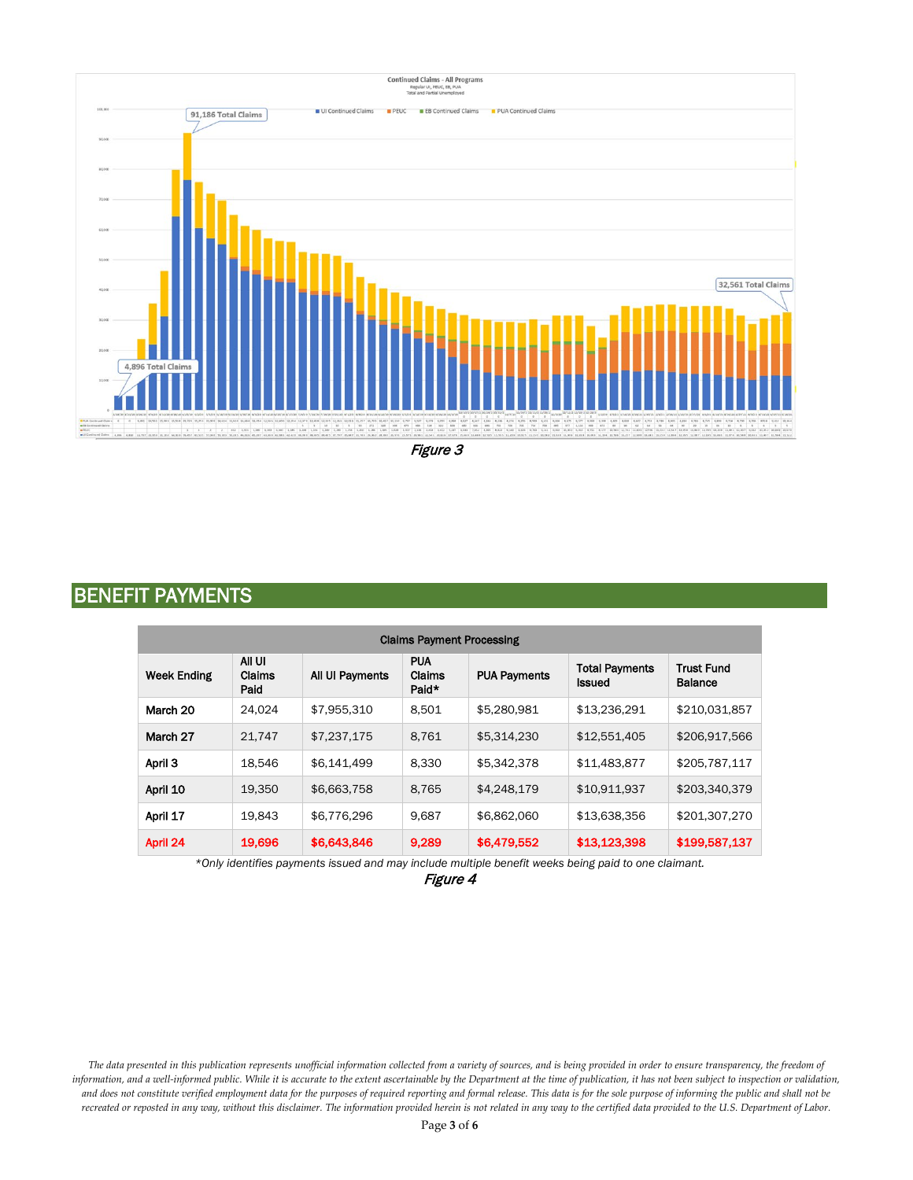Figure 3

## BENEFIT PAYMENTS

| Claims Payment Processing | | | | | | |
|---|---|---|---|---|---|---|
| Week Ending | All UI Claims Paid | All UI Payments | PUA Claims Paid* | PUA Payments | Total Payments Issued | Trust Fund Balance |
| March 20 | 24,024 | $7,955,310 | 8,501 | $5,280,981 | $13,236,291 | $210,031,857 |
| March 27 | 21,747 | $7,237,175 | 8,761 | $5,314,230 | $12,551,405 | $206,917,566 |
| April 3 | 18,546 | $6,141,499 | 8,330 | $5,342,378 | $11,483,877 | $205,787,117 |
| April 10 | 19,350 | $6,663,758 | 8,765 | $4,248,179 | $10,911,937 | $203,340,379 |
| April 17 | 19,843 | $6,776,296 | 9,687 | $6,862,060 | $13,638,356 | $201,307,270 |
| April 24 | 19,696 | $6,643,846 | 9,289 | $6,479,552 | $13,123,398 | $199,587,137 |

*Only identifies payments issued and may include multiple benefit weeks being paid to one claimant.

Figure 4

*The data presented in this publication represents unofficial information collected from a variety of sources, and is being provided in order to ensure transparency, the freedom of information, and a well-informed public. While it is accurate to the extent ascertainable by the Department at the time of publication, it has not been subject to inspection or validation, and does not constitute verified employment data for the purposes of required reporting and formal release. This data is for the sole purpose of informing the public and shall not be recreated or reposted in any way, without this disclaimer. The information provided herein is not related in any way to the certified data provided to the U.S. Department of Labor.*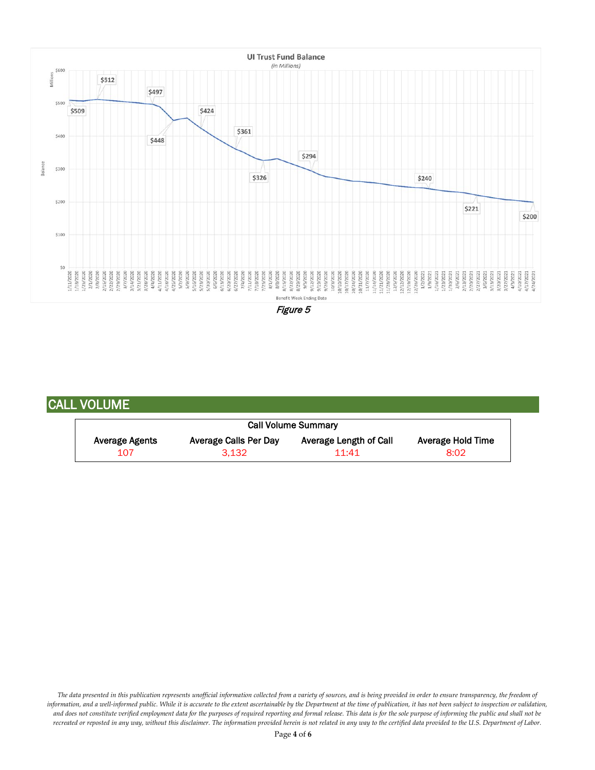**UI Trust Fund Balance**
*(in Millions)*

*Figure 5*

## CALL VOLUME

| Call Volume Summary | | | |
|---|---|---|---|
| Average Agents | Average Calls Per Day | Average Length of Call | Average Hold Time |
| 107 | 3,132 | 11:41 | 8:02 |

*The data presented in this publication represents unofficial information collected from a variety of sources, and is being provided in order to ensure transparency, the freedom of information, and a well-informed public. While it is accurate to the extent ascertainable by the Department at the time of publication, it has not been subject to inspection or validation, and does not constitute verified employment data for the purposes of required reporting and formal release. This data is for the sole purpose of informing the public and shall not be recreated or reposted in any way, without this disclaimer. The information provided herein is not related in any way to the certified data provided to the U.S. Department of Labor.*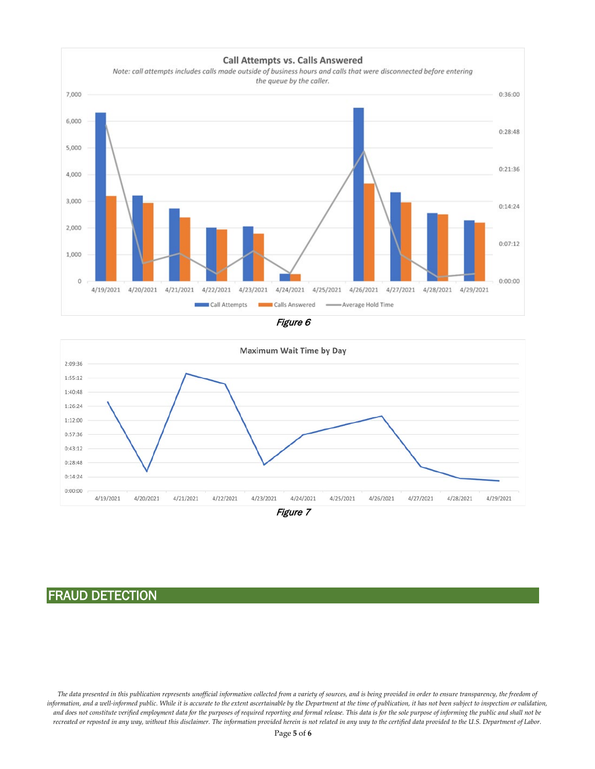**Call Attempts vs. Calls Answered**

*Note: call attempts includes calls made outside of business hours and calls that were disconnected before entering the queue by the caller.*

*Figure 6*

**Maximum Wait Time by Day**

*Figure 7*

## FRAUD DETECTION

*The data presented in this publication represents unofficial information collected from a variety of sources, and is being provided in order to ensure transparency, the freedom of information, and a well-informed public. While it is accurate to the extent ascertainable by the Department at the time of publication, it has not been subject to inspection or validation, and does not constitute verified employment data for the purposes of required reporting and formal release. This data is for the sole purpose of informing the public and shall not be recreated or reposted in any way, without this disclaimer. The information provided herein is not related in any way to the certified data provided to the U.S. Department of Labor.*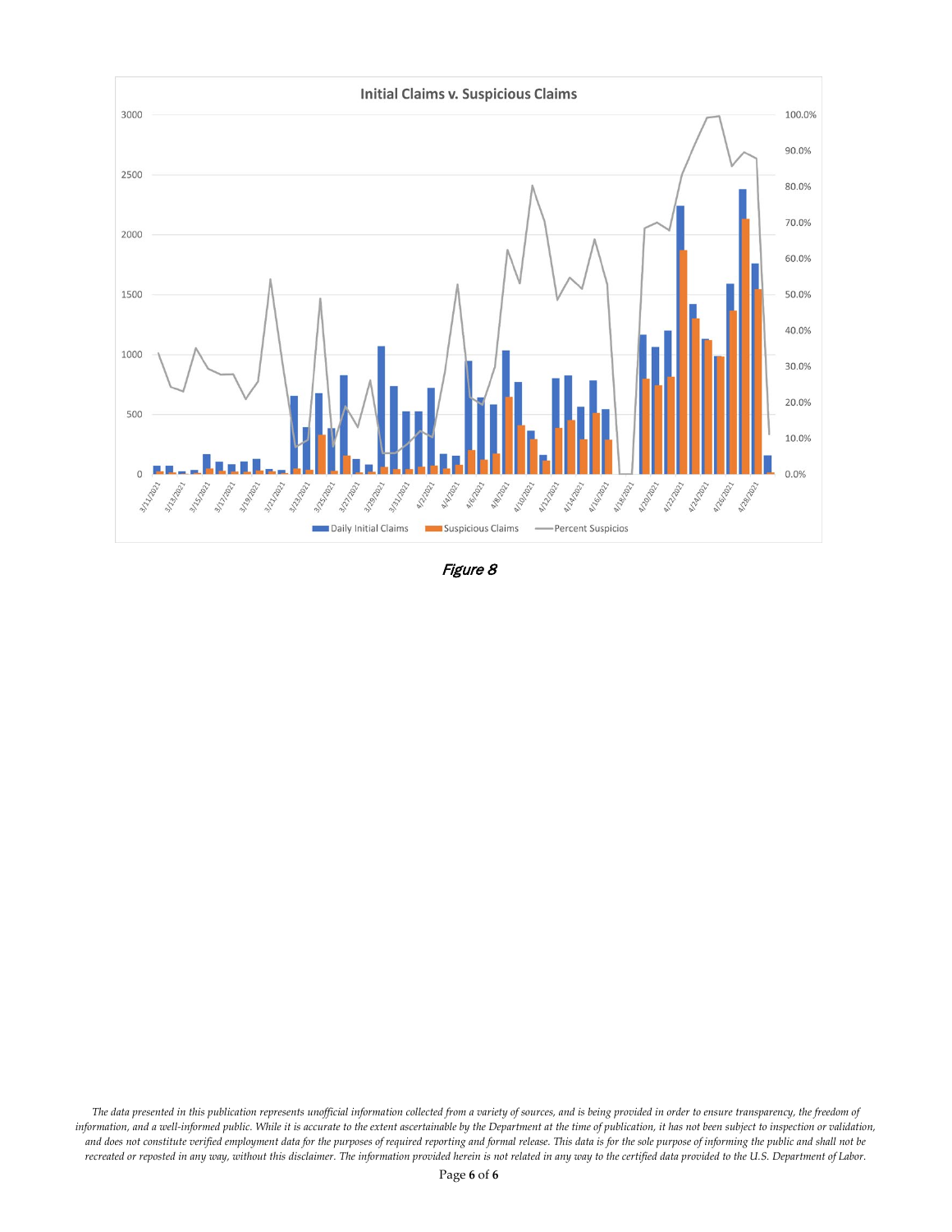Initial Claims v. Suspicious Claims

3000
2500
2000
1500
1000
500
0

100.0%
90.0%
80.0%
70.0%
60.0%
50.0%
40.0%
30.0%
20.0%
10.0%
0.0%

3/11/2021 3/13/2021 3/15/2021 3/17/2021 3/19/2021 3/21/2021 3/23/2021 3/25/2021 3/27/2021 3/29/2021 3/31/2021 4/2/2021 4/4/2021 4/6/2021 4/8/2021 4/10/2021 4/12/2021 4/14/2021 4/16/2021 4/18/2021 4/20/2021 4/22/2021 4/24/2021 4/26/2021 4/28/2021

Daily Initial Claims   Suspicious Claims   Percent Suspicios

*Figure 8*

*The data presented in this publication represents unofficial information collected from a variety of sources, and is being provided in order to ensure transparency, the freedom of information, and a well-informed public. While it is accurate to the extent ascertainable by the Department at the time of publication, it has not been subject to inspection or validation, and does not constitute verified employment data for the purposes of required reporting and formal release. This data is for the sole purpose of informing the public and shall not be recreated or reposted in any way, without this disclaimer. The information provided herein is not related in any way to the certified data provided to the U.S. Department of Labor.*